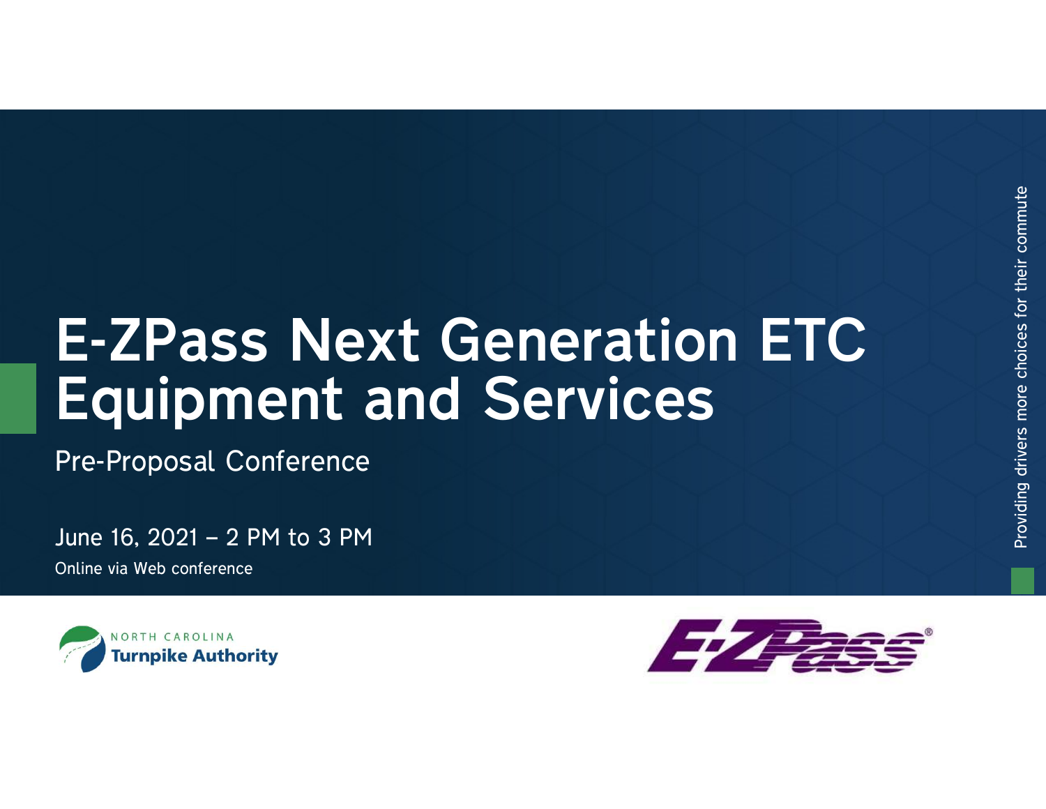# E-ZPass Next Generation ETC Equipment and Services

Pre-Proposal Conference

June 16, 2021 – 2 PM to 3 PM

Online via Web conference

Providing drivers more choices for their commute

NORTH CAROLINA Turnpike Authority

E-ZPass®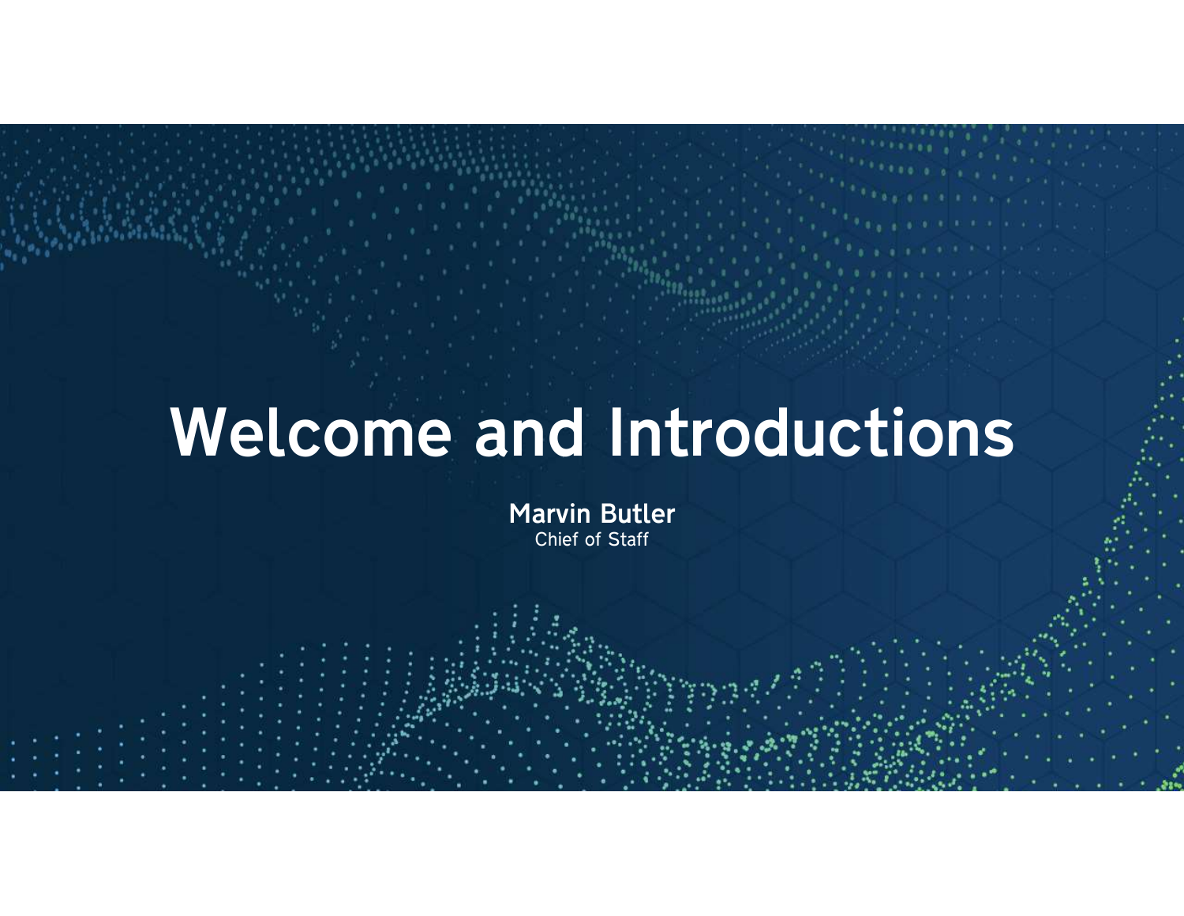# Welcome and Introductions

**Marvin Butler**
Chief of Staff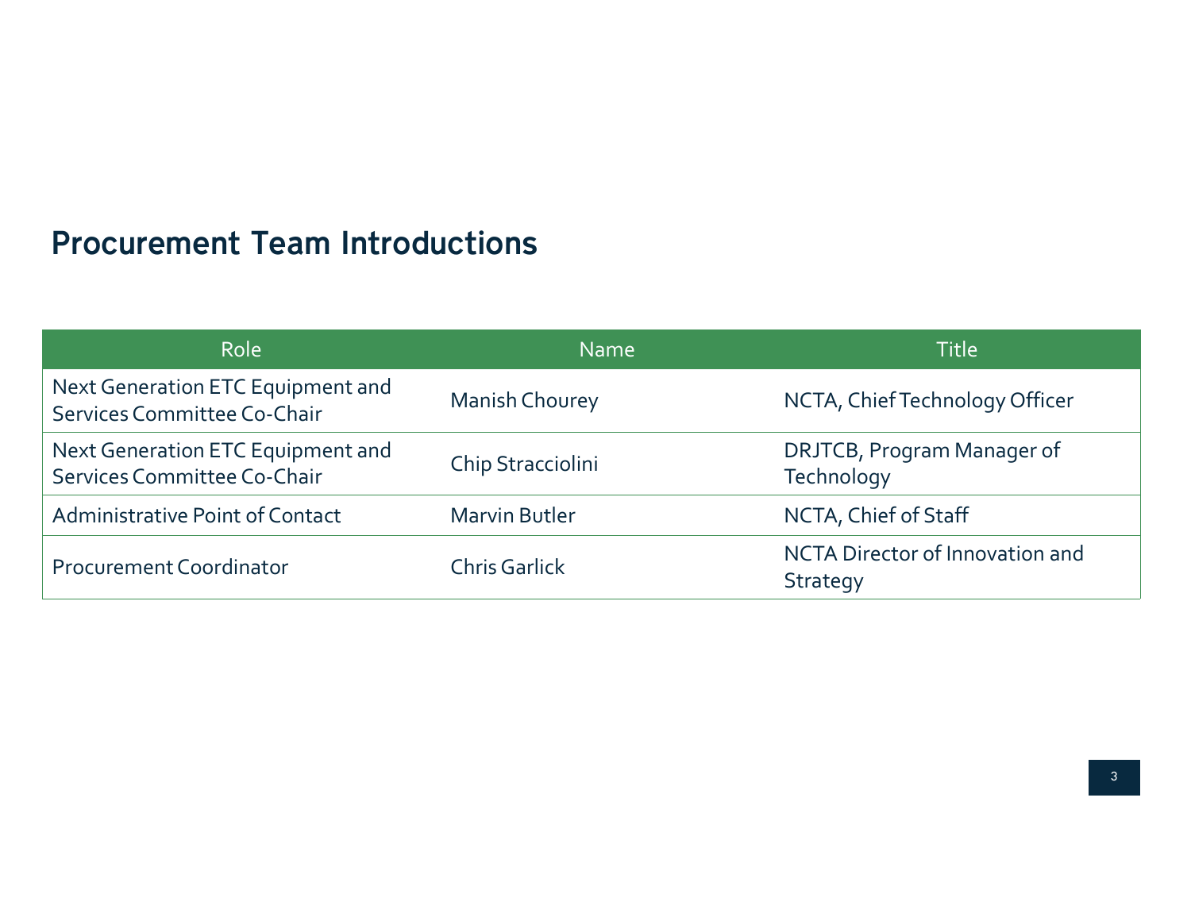# Procurement Team Introductions

| Role | Name | Title |
| --- | --- | --- |
| Next Generation ETC Equipment and Services Committee Co-Chair | Manish Chourey | NCTA, Chief Technology Officer |
| Next Generation ETC Equipment and Services Committee Co-Chair | Chip Stracciolini | DRJTCB, Program Manager of Technology |
| Administrative Point of Contact | Marvin Butler | NCTA, Chief of Staff |
| Procurement Coordinator | Chris Garlick | NCTA Director of Innovation and Strategy |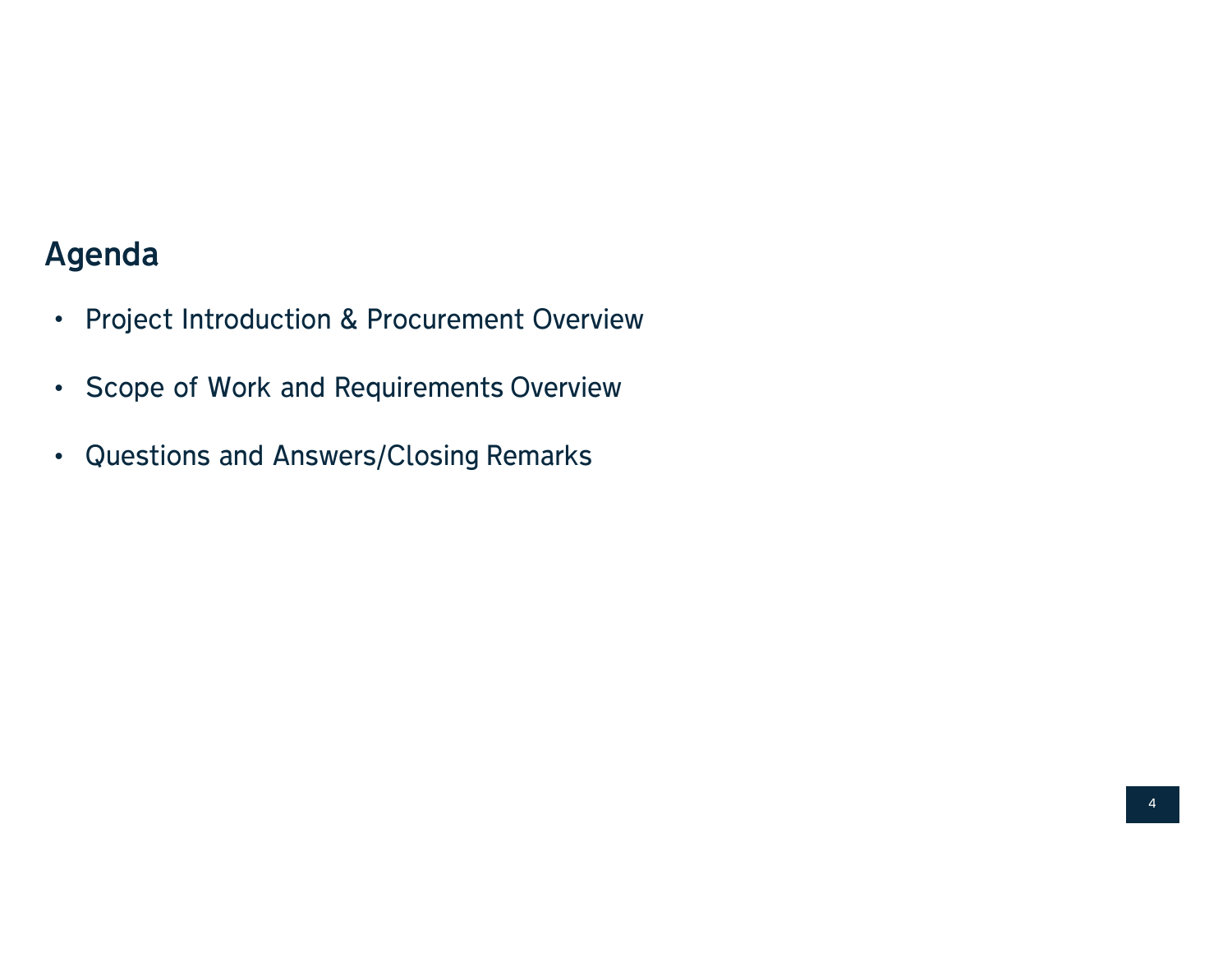## Agenda

- Project Introduction & Procurement Overview
- Scope of Work and Requirements Overview
- Questions and Answers/Closing Remarks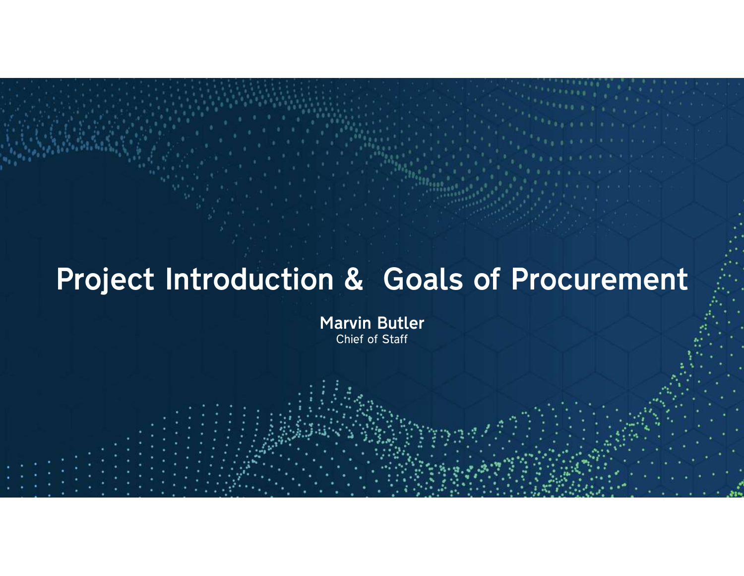# Project Introduction & Goals of Procurement

**Marvin Butler**

Chief of Staff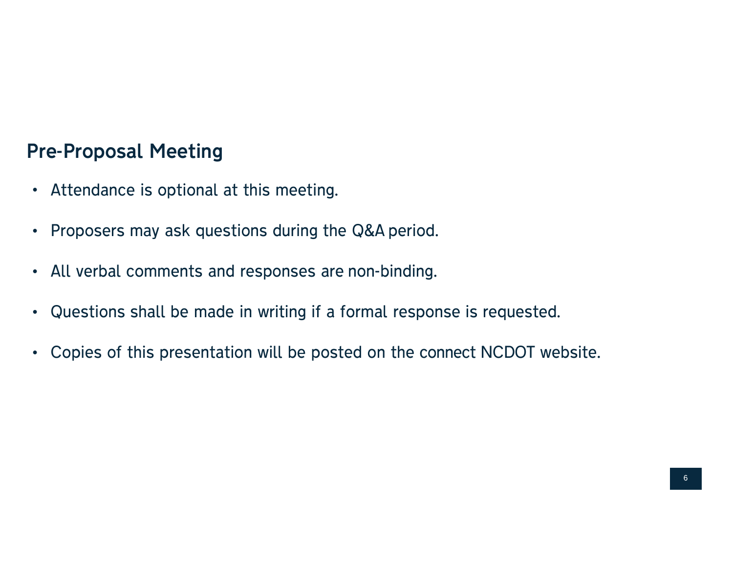## Pre-Proposal Meeting

- Attendance is optional at this meeting.
- Proposers may ask questions during the Q&A period.
- All verbal comments and responses are non-binding.
- Questions shall be made in writing if a formal response is requested.
- Copies of this presentation will be posted on the connect NCDOT website.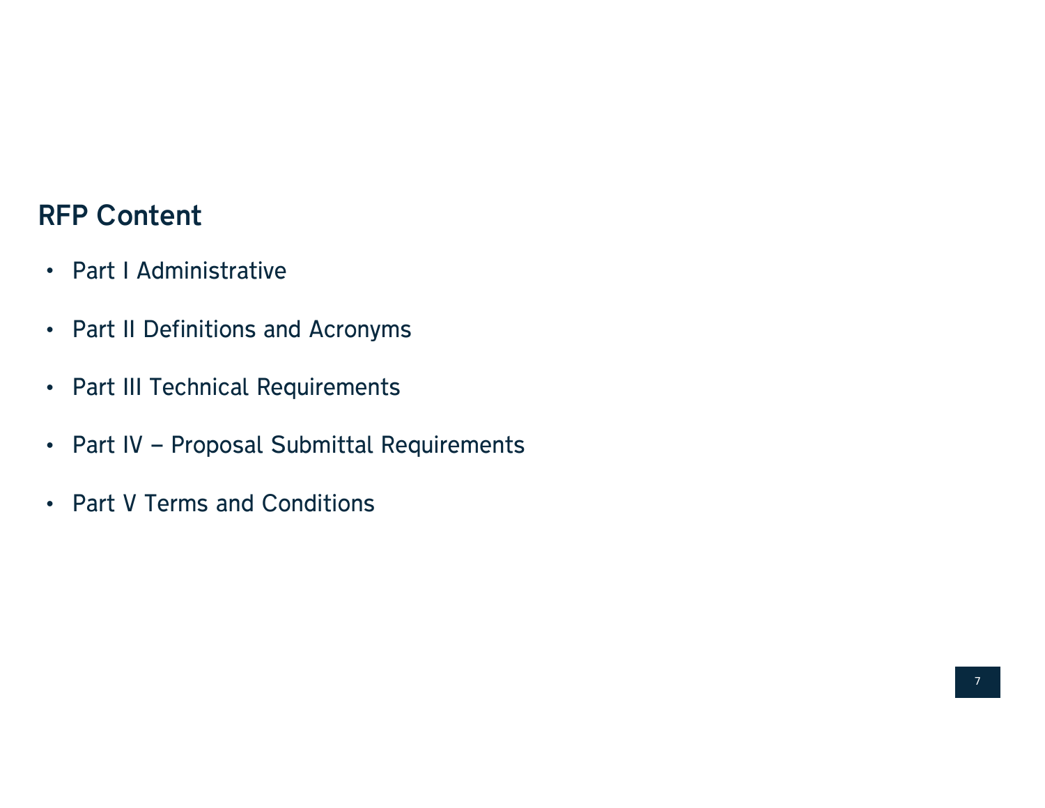## RFP Content

- Part I Administrative
- Part II Definitions and Acronyms
- Part III Technical Requirements
- Part IV – Proposal Submittal Requirements
- Part V Terms and Conditions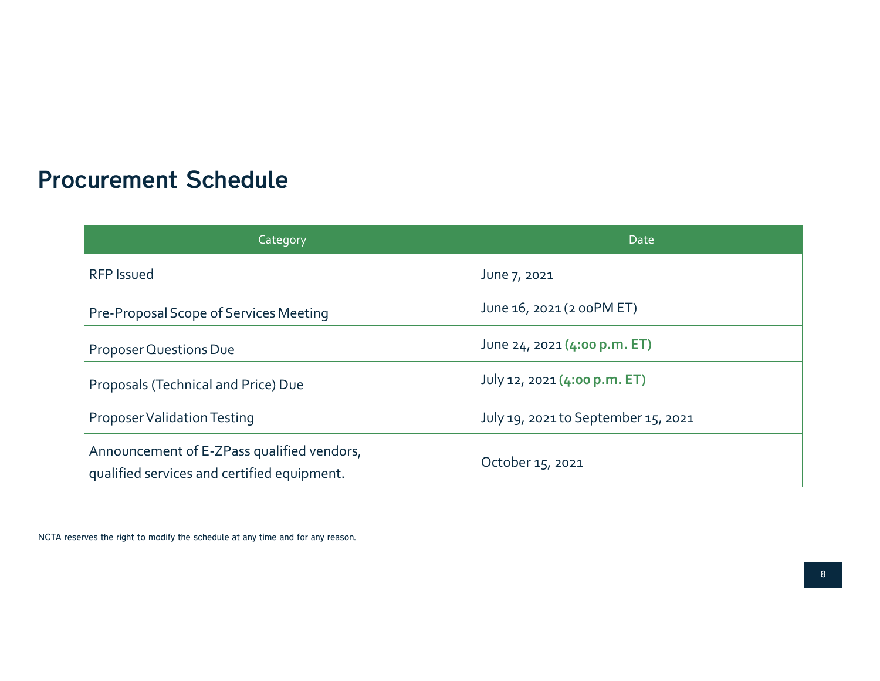## Procurement Schedule

| Category | Date |
| --- | --- |
| RFP Issued | June 7, 2021 |
| Pre-Proposal Scope of Services Meeting | June 16, 2021 (2 00PM ET) |
| Proposer Questions Due | June 24, 2021 **(4:00 p.m. ET)** |
| Proposals (Technical and Price) Due | July 12, 2021 **(4:00 p.m. ET)** |
| Proposer Validation Testing | July 19, 2021 to September 15, 2021 |
| Announcement of E-ZPass qualified vendors, qualified services and certified equipment. | October 15, 2021 |

NCTA reserves the right to modify the schedule at any time and for any reason.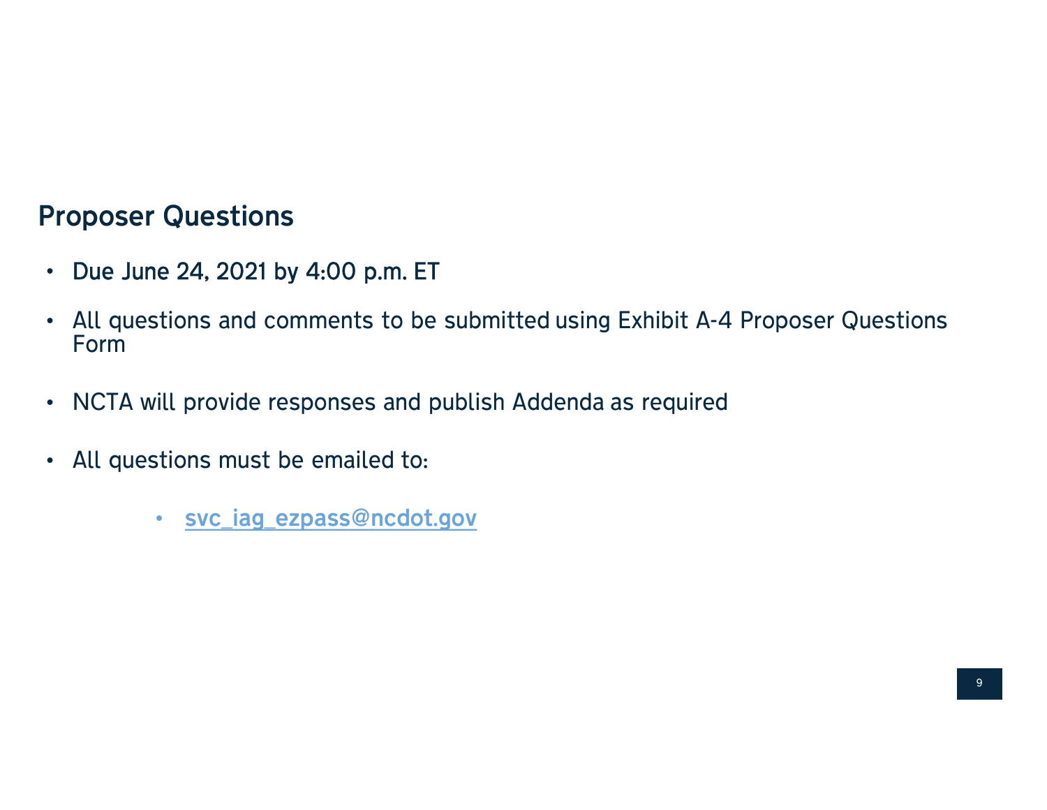## Proposer Questions

- Due June 24, 2021 by 4:00 p.m. ET
- All questions and comments to be submitted using Exhibit A-4 Proposer Questions Form
- NCTA will provide responses and publish Addenda as required
- All questions must be emailed to:
    - svc_iag_ezpass@ncdot.gov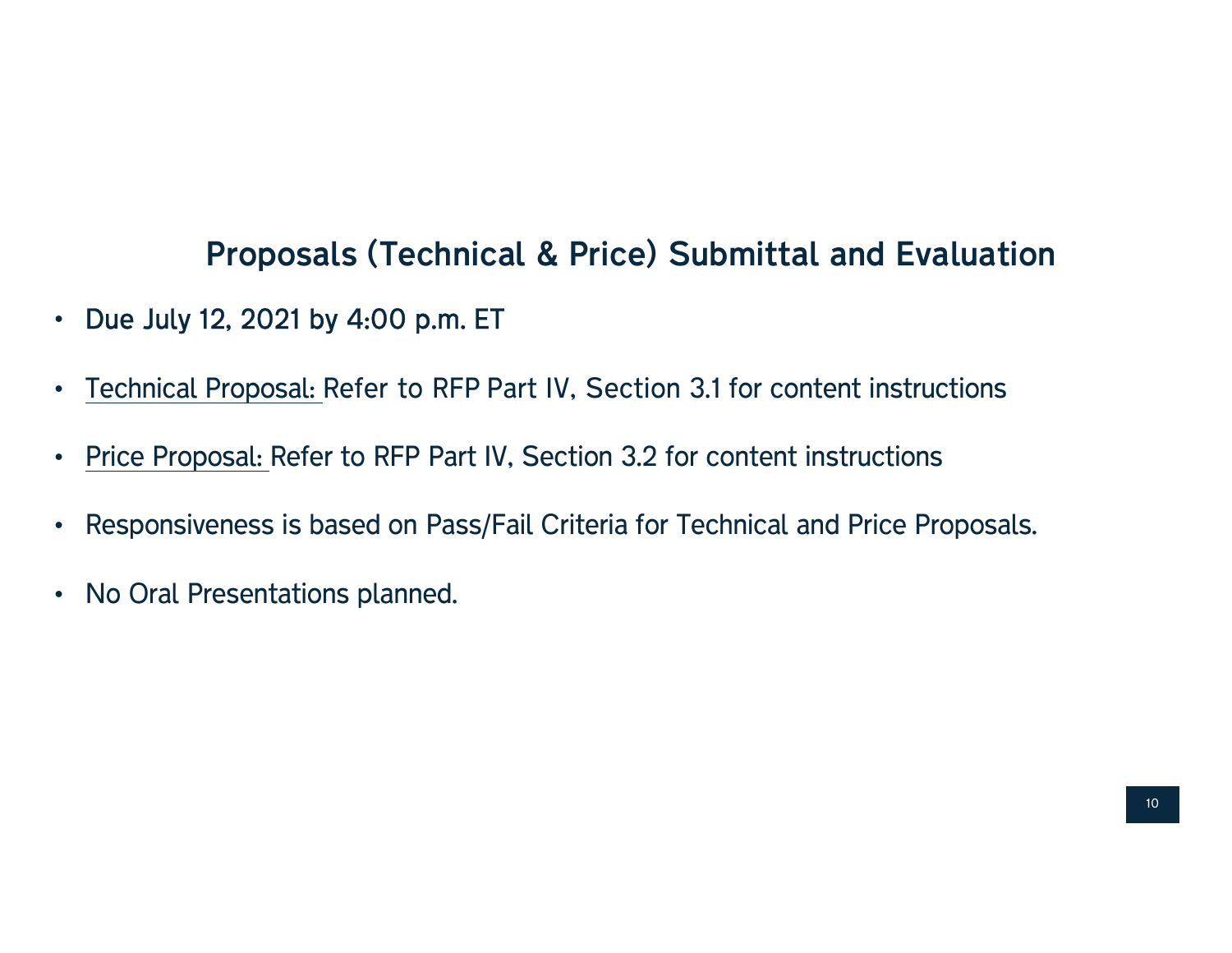## Proposals (Technical & Price) Submittal and Evaluation

- **Due July 12, 2021 by 4:00 p.m. ET**
- Technical Proposal: Refer to RFP Part IV, Section 3.1 for content instructions
- Price Proposal: Refer to RFP Part IV, Section 3.2 for content instructions
- Responsiveness is based on Pass/Fail Criteria for Technical and Price Proposals.
- No Oral Presentations planned.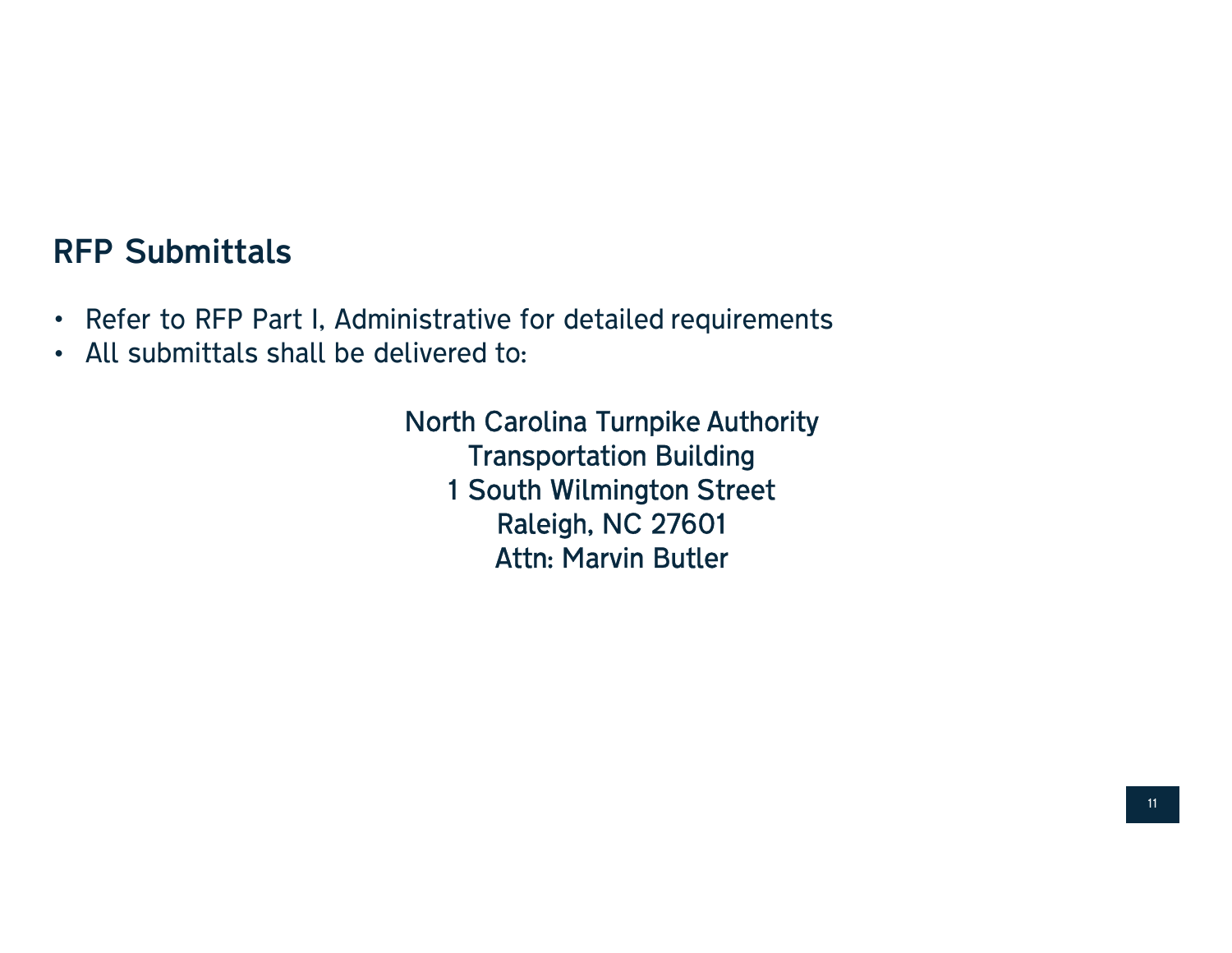## RFP Submittals

- Refer to RFP Part I, Administrative for detailed requirements
- All submittals shall be delivered to:

North Carolina Turnpike Authority
Transportation Building
1 South Wilmington Street
Raleigh, NC 27601
Attn: Marvin Butler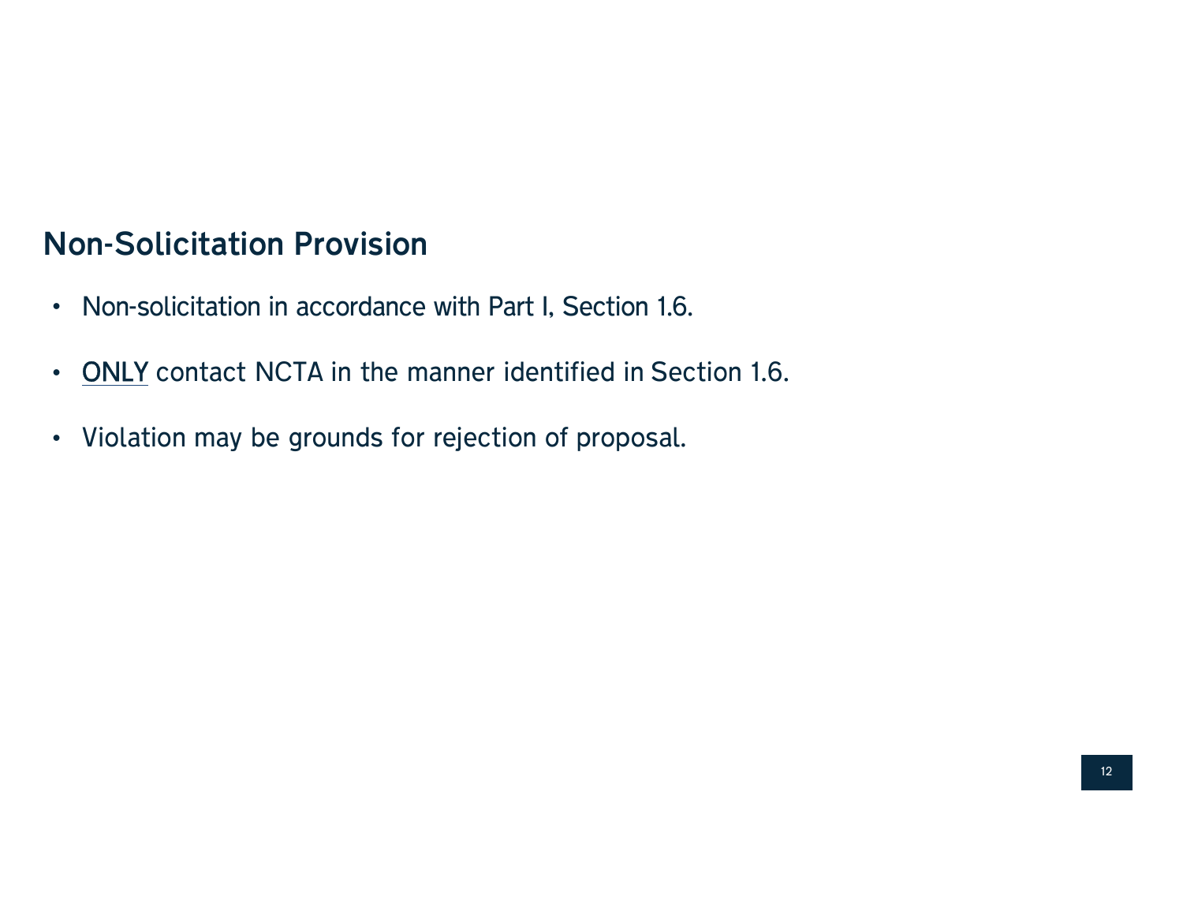## Non-Solicitation Provision

- Non-solicitation in accordance with Part I, Section 1.6.
- ONLY contact NCTA in the manner identified in Section 1.6.
- Violation may be grounds for rejection of proposal.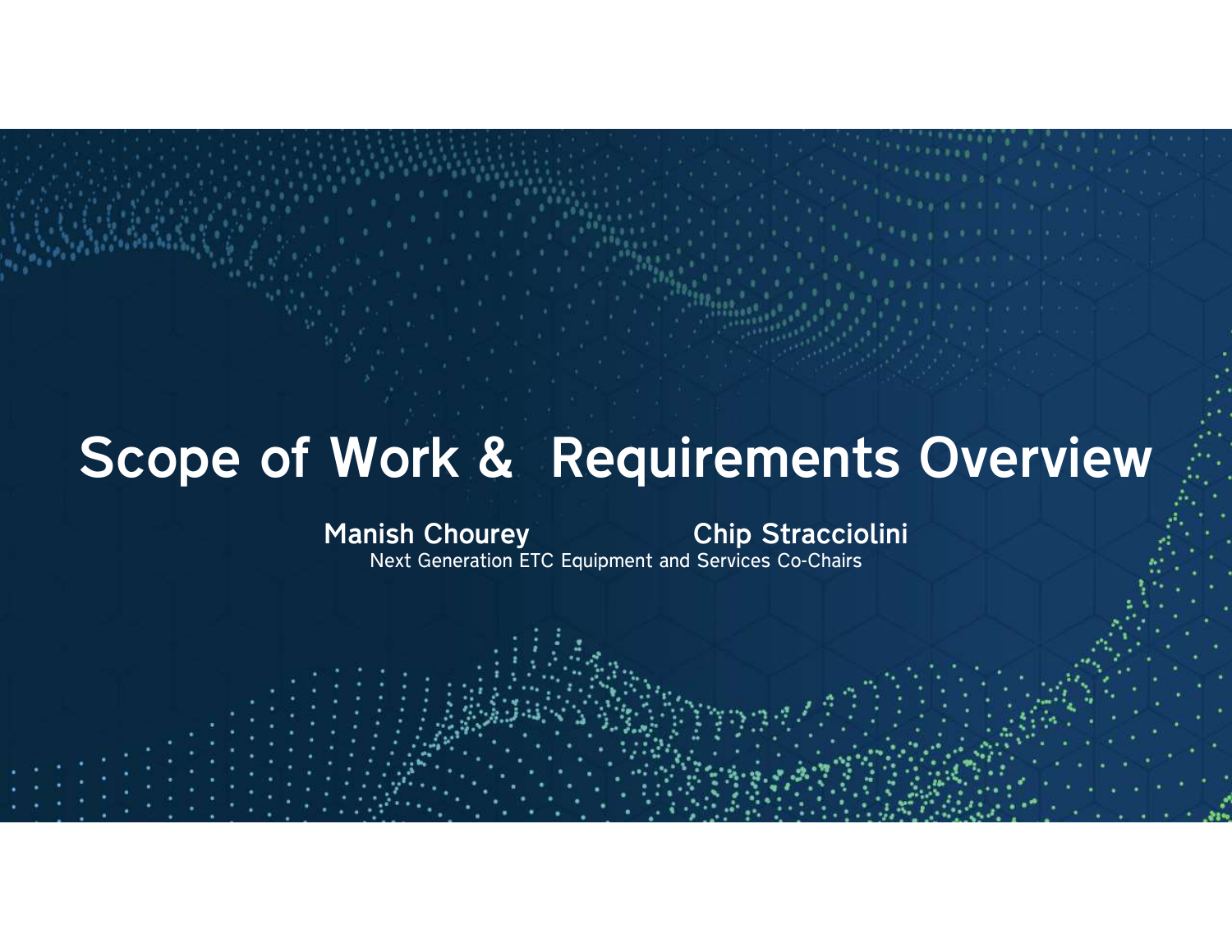# Scope of Work & Requirements Overview

**Manish Chourey** **Chip Stracciolini**

Next Generation ETC Equipment and Services Co-Chairs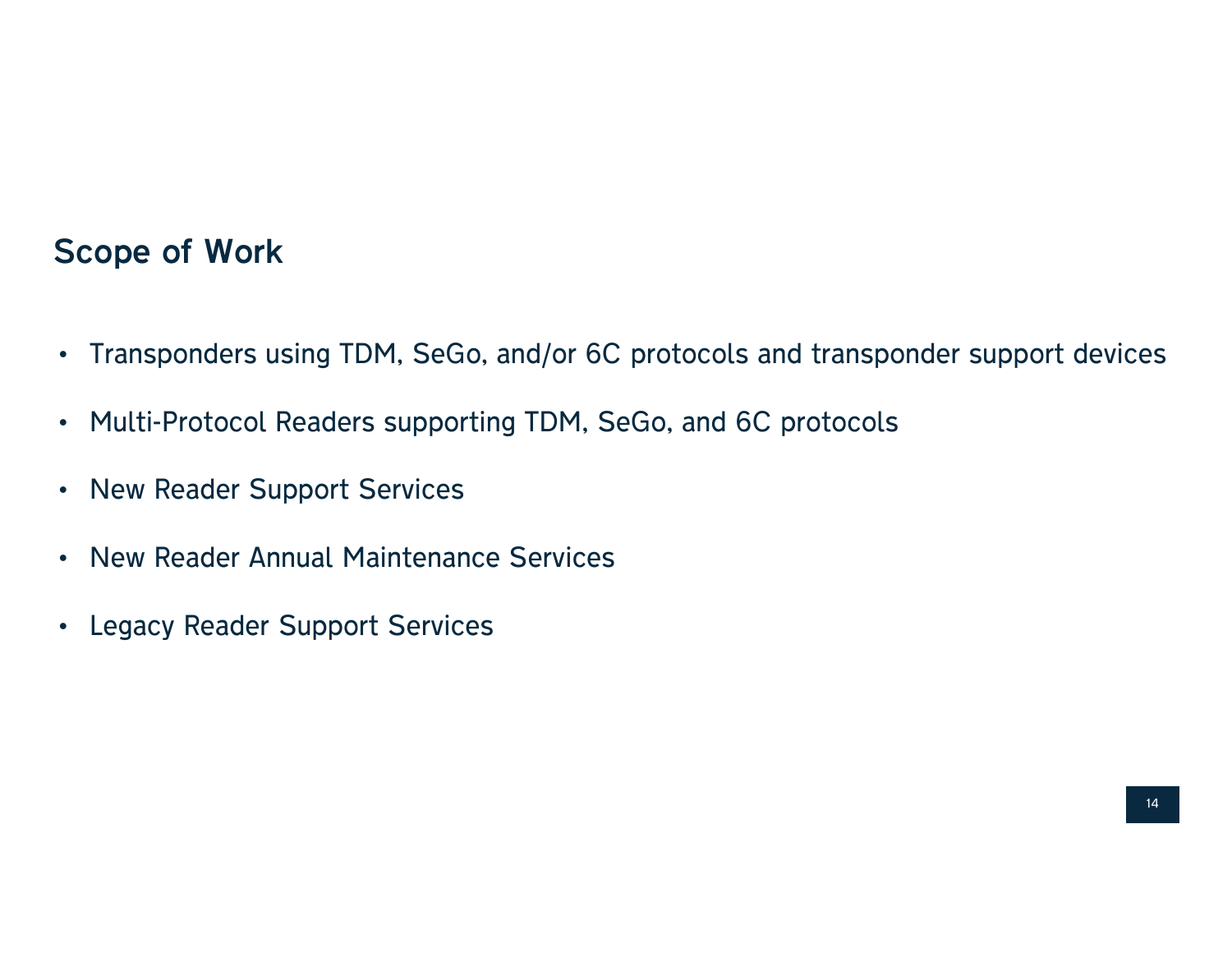## Scope of Work

- Transponders using TDM, SeGo, and/or 6C protocols and transponder support devices
- Multi-Protocol Readers supporting TDM, SeGo, and 6C protocols
- New Reader Support Services
- New Reader Annual Maintenance Services
- Legacy Reader Support Services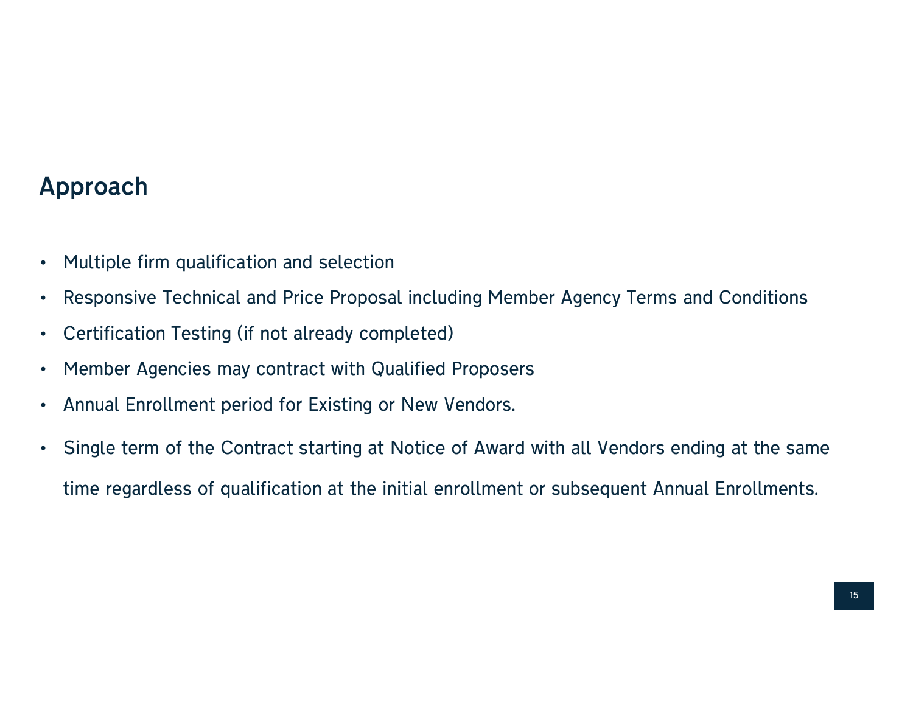## Approach

- Multiple firm qualification and selection
- Responsive Technical and Price Proposal including Member Agency Terms and Conditions
- Certification Testing (if not already completed)
- Member Agencies may contract with Qualified Proposers
- Annual Enrollment period for Existing or New Vendors.
- Single term of the Contract starting at Notice of Award with all Vendors ending at the same time regardless of qualification at the initial enrollment or subsequent Annual Enrollments.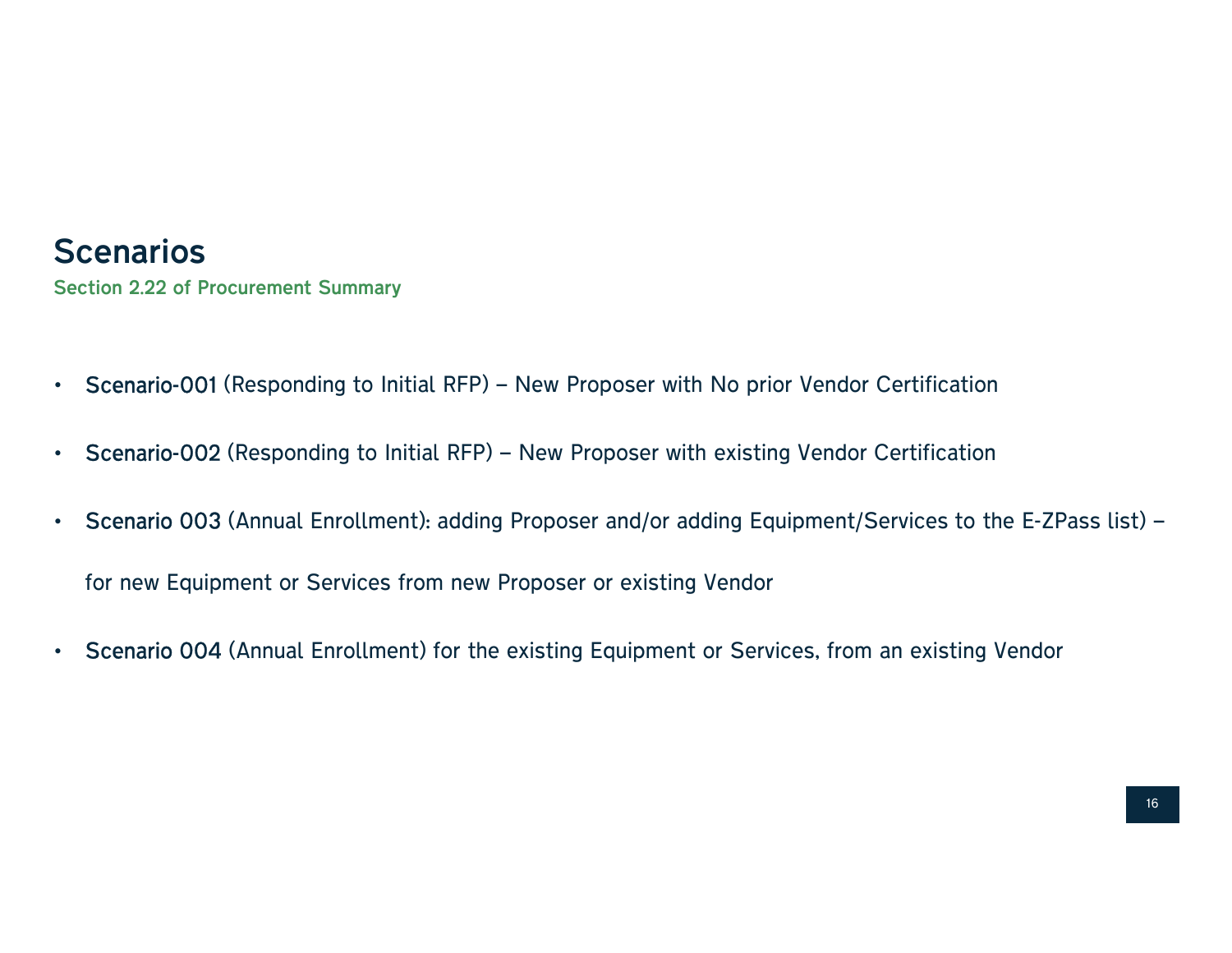# Scenarios

**Section 2.22 of Procurement Summary**

- **Scenario-001** (Responding to Initial RFP) – New Proposer with No prior Vendor Certification
- **Scenario-002** (Responding to Initial RFP) – New Proposer with existing Vendor Certification
- **Scenario 003** (Annual Enrollment): adding Proposer and/or adding Equipment/Services to the E-ZPass list) – for new Equipment or Services from new Proposer or existing Vendor
- **Scenario 004** (Annual Enrollment) for the existing Equipment or Services, from an existing Vendor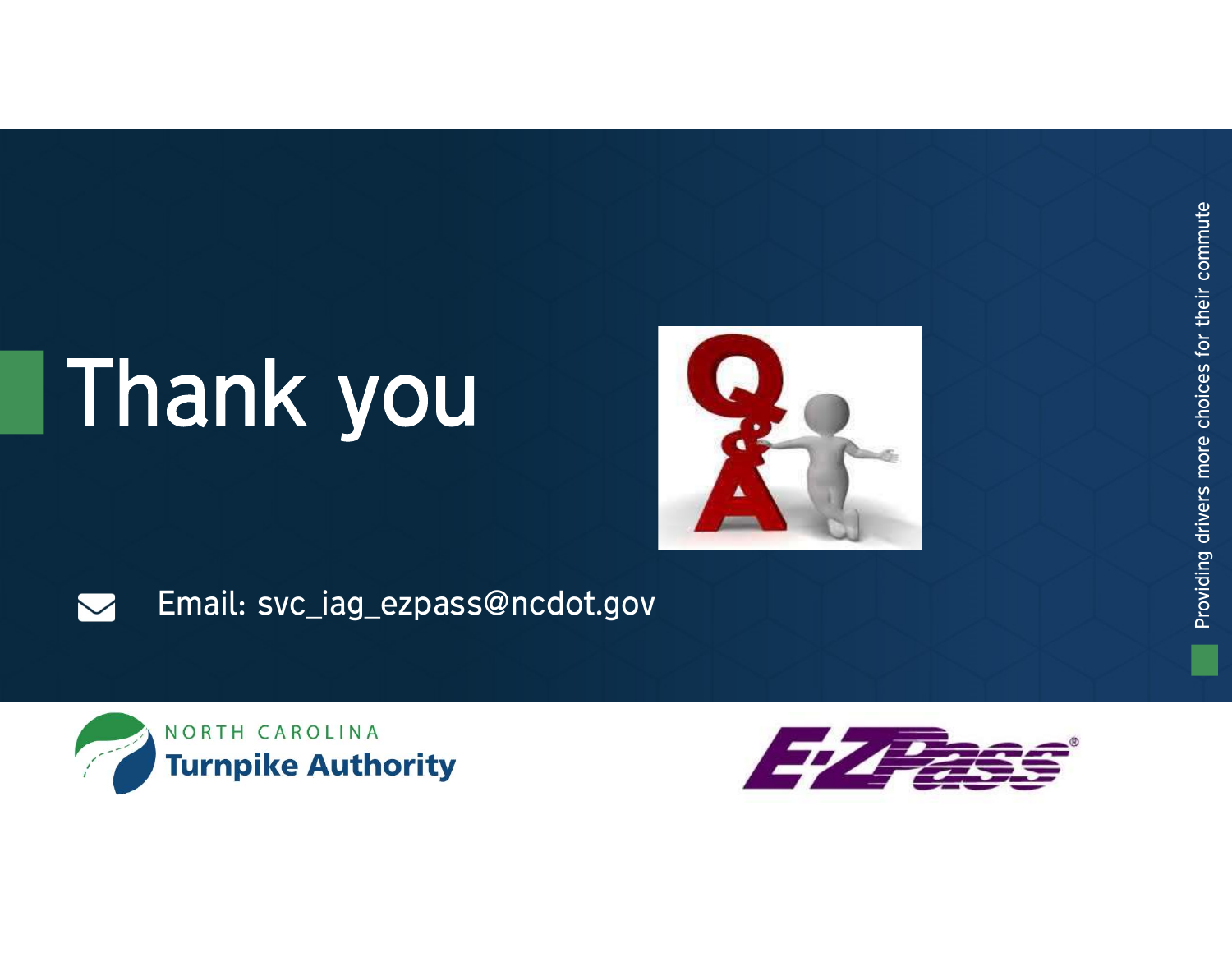# Thank you

Email: svc_iag_ezpass@ncdot.gov

Providing drivers more choices for their commute

NORTH CAROLINA Turnpike Authority

E-ZPass®